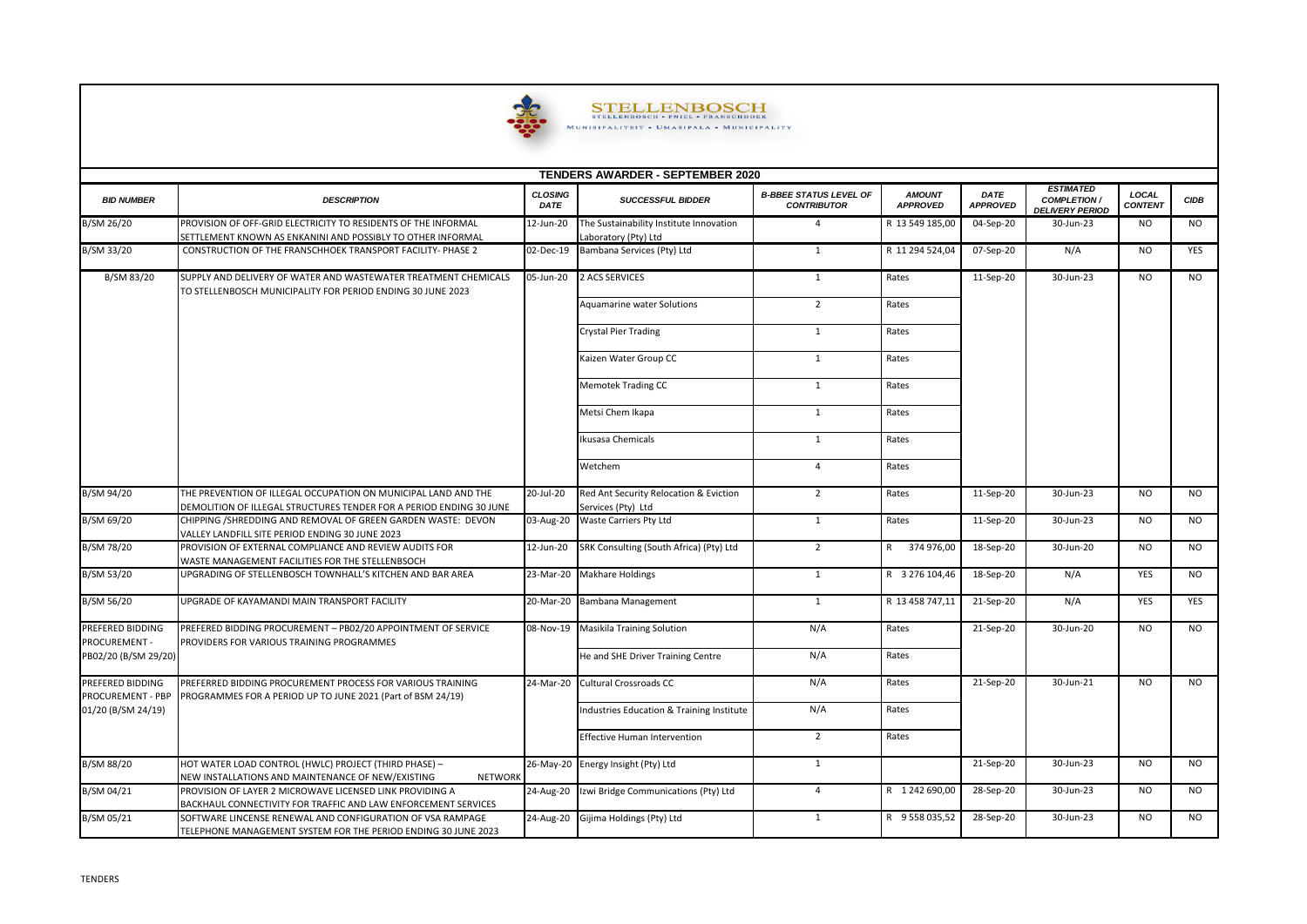STELLENBOSCH
STELLENBOSCH • PNIEL • FRANSCHHOEK
MUNISIPALITEIT • UMASIPALA • MUNICIPALITY

## TENDERS AWARDER - SEPTEMBER 2020

| BID NUMBER | DESCRIPTION | CLOSING DATE | SUCCESSFUL BIDDER | B-BBEE STATUS LEVEL OF CONTRIBUTOR | AMOUNT APPROVED | DATE APPROVED | ESTIMATED COMPLETION / DELIVERY PERIOD | LOCAL CONTENT | CIDB |
|---|---|---|---|---|---|---|---|---|---|
| B/SM 26/20 | PROVISION OF OFF-GRID ELECTRICITY TO RESIDENTS OF THE INFORMAL SETTLEMENT KNOWN AS ENKANINI AND POSSIBLY TO OTHER INFORMAL | 12-Jun-20 | The Sustainability Institute Innovation Laboratory (Pty) Ltd | 4 | R 13 549 185,00 | 04-Sep-20 | 30-Jun-23 | NO | NO |
| B/SM 33/20 | CONSTRUCTION OF THE FRANSCHHOEK TRANSPORT FACILITY- PHASE 2 | 02-Dec-19 | Bambana Services (Pty) Ltd | 1 | R 11 294 524,04 | 07-Sep-20 | N/A | NO | YES |
| B/SM 83/20 | SUPPLY AND DELIVERY OF WATER AND WASTEWATER TREATMENT CHEMICALS TO STELLENBOSCH MUNICIPALITY FOR PERIOD ENDING 30 JUNE 2023 | 05-Jun-20 | 2 ACS SERVICES | 1 | Rates | 11-Sep-20 | 30-Jun-23 | NO | NO |
| | | | Aquamarine water Solutions | 2 | Rates | | | | |
| | | | Crystal Pier Trading | 1 | Rates | | | | |
| | | | Kaizen Water Group CC | 1 | Rates | | | | |
| | | | Memotek Trading CC | 1 | Rates | | | | |
| | | | Metsi Chem Ikapa | 1 | Rates | | | | |
| | | | Ikusasa Chemicals | 1 | Rates | | | | |
| | | | Wetchem | 4 | Rates | | | | |
| B/SM 94/20 | THE PREVENTION OF ILLEGAL OCCUPATION ON MUNICIPAL LAND AND THE DEMOLITION OF ILLEGAL STRUCTURES TENDER FOR A PERIOD ENDING 30 JUNE | 20-Jul-20 | Red Ant Security Relocation & Eviction Services (Pty) Ltd | 2 | Rates | 11-Sep-20 | 30-Jun-23 | NO | NO |
| B/SM 69/20 | CHIPPING /SHREDDING AND REMOVAL OF GREEN GARDEN WASTE: DEVON VALLEY LANDFILL SITE PERIOD ENDING 30 JUNE 2023 | 03-Aug-20 | Waste Carriers Pty Ltd | 1 | Rates | 11-Sep-20 | 30-Jun-23 | NO | NO |
| B/SM 78/20 | PROVISION OF EXTERNAL COMPLIANCE AND REVIEW AUDITS FOR WASTE MANAGEMENT FACILITIES FOR THE STELLENBOSCH | 12-Jun-20 | SRK Consulting (South Africa) (Pty) Ltd | 2 | R 374 976,00 | 18-Sep-20 | 30-Jun-20 | NO | NO |
| B/SM 53/20 | UPGRADING OF STELLENBOSCH TOWNHALL'S KITCHEN AND BAR AREA | 23-Mar-20 | Makhare Holdings | 1 | R 3 276 104,46 | 18-Sep-20 | N/A | YES | NO |
| B/SM 56/20 | UPGRADE OF KAYAMANDI MAIN TRANSPORT FACILITY | 20-Mar-20 | Bambana Management | 1 | R 13 458 747,11 | 21-Sep-20 | N/A | YES | YES |
| PREFERED BIDDING PROCUREMENT - PB02/20 (B/SM 29/20) | PREFERED BIDDING PROCUREMENT – PB02/20 APPOINTMENT OF SERVICE PROVIDERS FOR VARIOUS TRAINING PROGRAMMES | 08-Nov-19 | Masikila Training Solution | N/A | Rates | 21-Sep-20 | 30-Jun-20 | NO | NO |
| | | | He and SHE Driver Training Centre | N/A | Rates | | | | |
| PREFERED BIDDING PROCUREMENT - PBP 01/20 (B/SM 24/19) | PREFERRED BIDDING PROCUREMENT PROCESS FOR VARIOUS TRAINING PROGRAMMES FOR A PERIOD UP TO JUNE 2021 (Part of BSM 24/19) | 24-Mar-20 | Cultural Crossroads CC | N/A | Rates | 21-Sep-20 | 30-Jun-21 | NO | NO |
| | | | Industries Education & Training Institute | N/A | Rates | | | | |
| | | | Effective Human Intervention | 2 | Rates | | | | |
| B/SM 88/20 | HOT WATER LOAD CONTROL (HWLC) PROJECT (THIRD PHASE) – NEW INSTALLATIONS AND MAINTENANCE OF NEW/EXISTING NETWORK | 26-May-20 | Energy Insight (Pty) Ltd | 1 | | 21-Sep-20 | 30-Jun-23 | NO | NO |
| B/SM 04/21 | PROVISION OF LAYER 2 MICROWAVE LICENSED LINK PROVIDING A BACKHAUL CONNECTIVITY FOR TRAFFIC AND LAW ENFORCEMENT SERVICES | 24-Aug-20 | Izwi Bridge Communications (Pty) Ltd | 4 | R 1 242 690,00 | 28-Sep-20 | 30-Jun-23 | NO | NO |
| B/SM 05/21 | SOFTWARE LINCENSE RENEWAL AND CONFIGURATION OF VSA RAMPAGE TELEPHONE MANAGEMENT SYSTEM FOR THE PERIOD ENDING 30 JUNE 2023 | 24-Aug-20 | Gijima Holdings (Pty) Ltd | 1 | R 9 558 035,52 | 28-Sep-20 | 30-Jun-23 | NO | NO |

TENDERS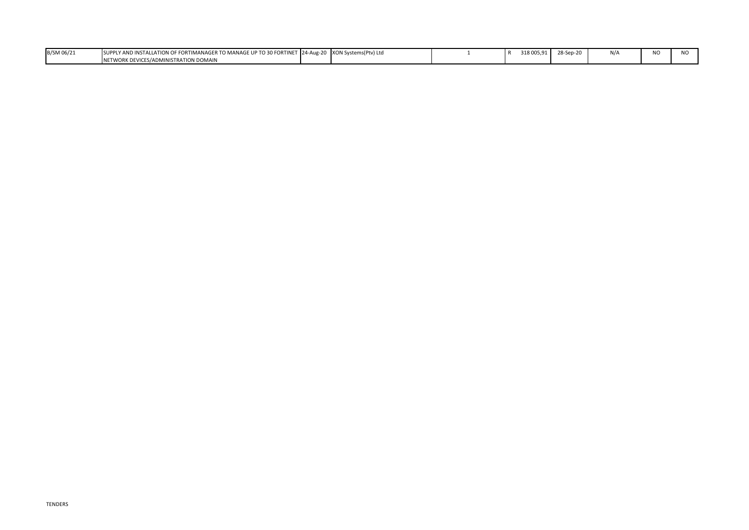| | | | | | | | | | |
|---|---|---|---|---|---|---|---|---|---|
| B/SM 06/21 | SUPPLY AND INSTALLATION OF FORTIMANAGER TO MANAGE UP TO 30 FORTINET NETWORK DEVICES/ADMINISTRATION DOMAIN | 24-Aug-20 | XON Systems(Pty) Ltd | 1 | R 318 005,91 | 28-Sep-20 | N/A | NO | NO |